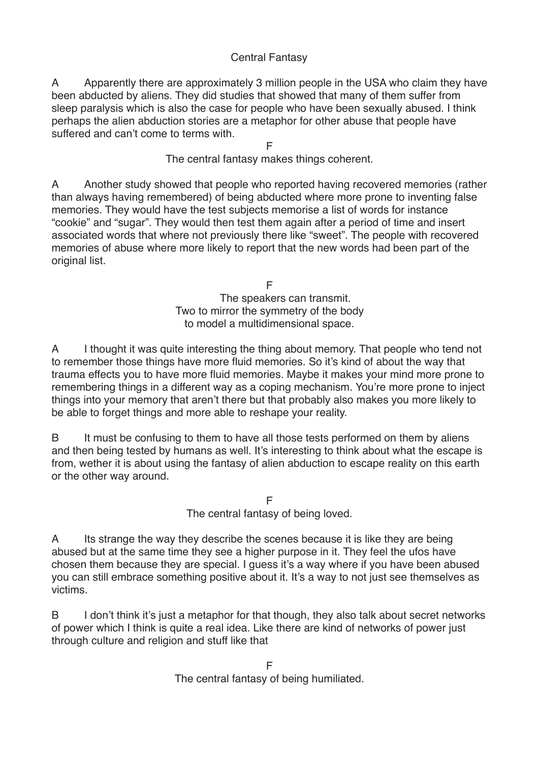Central Fantasy

A Apparently there are approximately 3 million people in the USA who claim they have been abducted by aliens. They did studies that showed that many of them suffer from sleep paralysis which is also the case for people who have been sexually abused. I think perhaps the alien abduction stories are a metaphor for other abuse that people have suffered and can't come to terms with.

F

The central fantasy makes things coherent.

A Another study showed that people who reported having recovered memories (rather than always having remembered) of being abducted where more prone to inventing false memories. They would have the test subjects memorise a list of words for instance "cookie" and "sugar". They would then test them again after a period of time and insert associated words that where not previously there like "sweet". The people with recovered memories of abuse where more likely to report that the new words had been part of the original list.

F

The speakers can transmit.
Two to mirror the symmetry of the body
to model a multidimensional space.

A I thought it was quite interesting the thing about memory. That people who tend not to remember those things have more fluid memories. So it's kind of about the way that trauma effects you to have more fluid memories. Maybe it makes your mind more prone to remembering things in a different way as a coping mechanism. You're more prone to inject things into your memory that aren't there but that probably also makes you more likely to be able to forget things and more able to reshape your reality.

B It must be confusing to them to have all those tests performed on them by aliens and then being tested by humans as well. It's interesting to think about what the escape is from, wether it is about using the fantasy of alien abduction to escape reality on this earth or the other way around.

F

The central fantasy of being loved.

A Its strange the way they describe the scenes because it is like they are being abused but at the same time they see a higher purpose in it. They feel the ufos have chosen them because they are special. I guess it's a way where if you have been abused you can still embrace something positive about it. It's a way to not just see themselves as victims.

B I don't think it's just a metaphor for that though, they also talk about secret networks of power which I think is quite a real idea. Like there are kind of networks of power just through culture and religion and stuff like that

F

The central fantasy of being humiliated.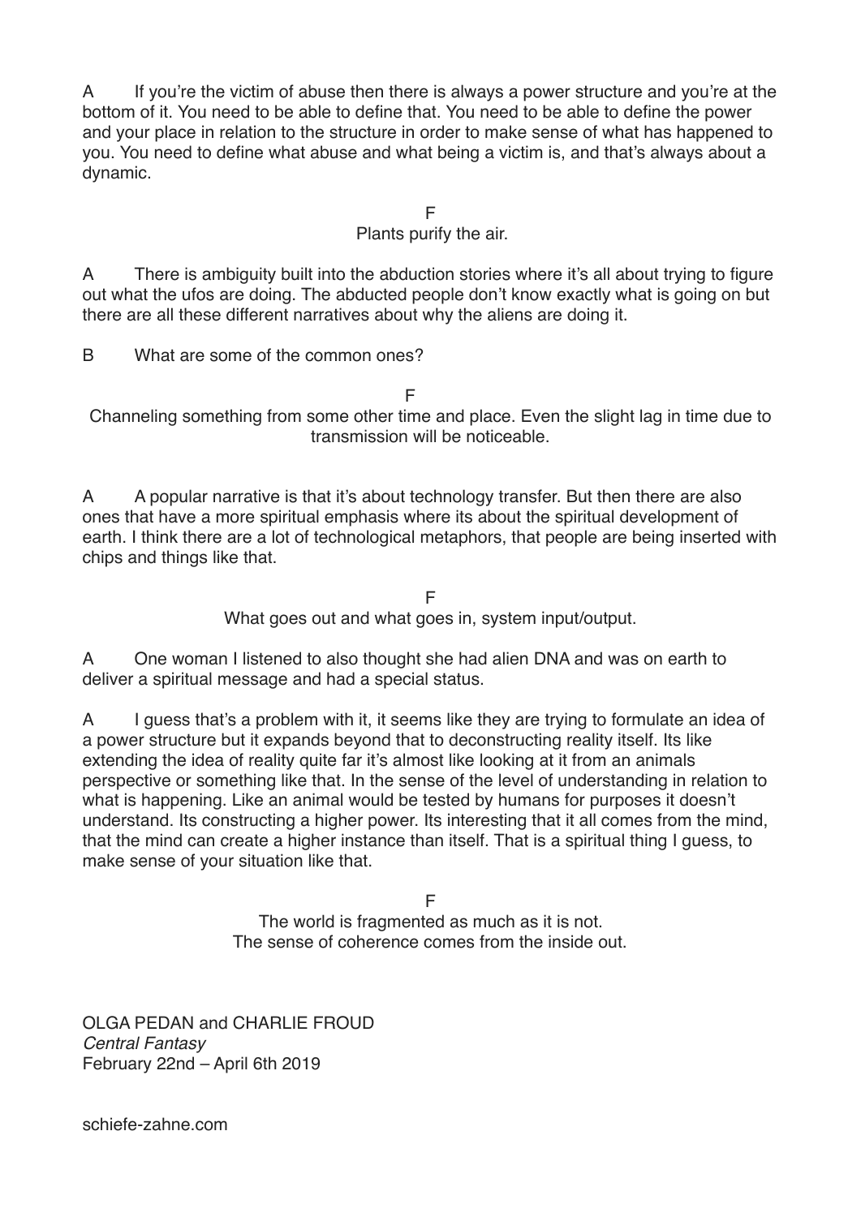A If you're the victim of abuse then there is always a power structure and you're at the bottom of it. You need to be able to define that. You need to be able to define the power and your place in relation to the structure in order to make sense of what has happened to you. You need to define what abuse and what being a victim is, and that's always about a dynamic.

F

Plants purify the air.

A There is ambiguity built into the abduction stories where it's all about trying to figure out what the ufos are doing. The abducted people don't know exactly what is going on but there are all these different narratives about why the aliens are doing it.

B What are some of the common ones?

F

Channeling something from some other time and place. Even the slight lag in time due to transmission will be noticeable.

A A popular narrative is that it's about technology transfer. But then there are also ones that have a more spiritual emphasis where its about the spiritual development of earth. I think there are a lot of technological metaphors, that people are being inserted with chips and things like that.

F

What goes out and what goes in, system input/output.

A One woman I listened to also thought she had alien DNA and was on earth to deliver a spiritual message and had a special status.

A I guess that's a problem with it, it seems like they are trying to formulate an idea of a power structure but it expands beyond that to deconstructing reality itself. Its like extending the idea of reality quite far it's almost like looking at it from an animals perspective or something like that. In the sense of the level of understanding in relation to what is happening. Like an animal would be tested by humans for purposes it doesn't understand. Its constructing a higher power. Its interesting that it all comes from the mind, that the mind can create a higher instance than itself. That is a spiritual thing I guess, to make sense of your situation like that.

F

The world is fragmented as much as it is not.
The sense of coherence comes from the inside out.

OLGA PEDAN and CHARLIE FROUD
*Central Fantasy*
February 22nd – April 6th 2019

schiefe-zahne.com